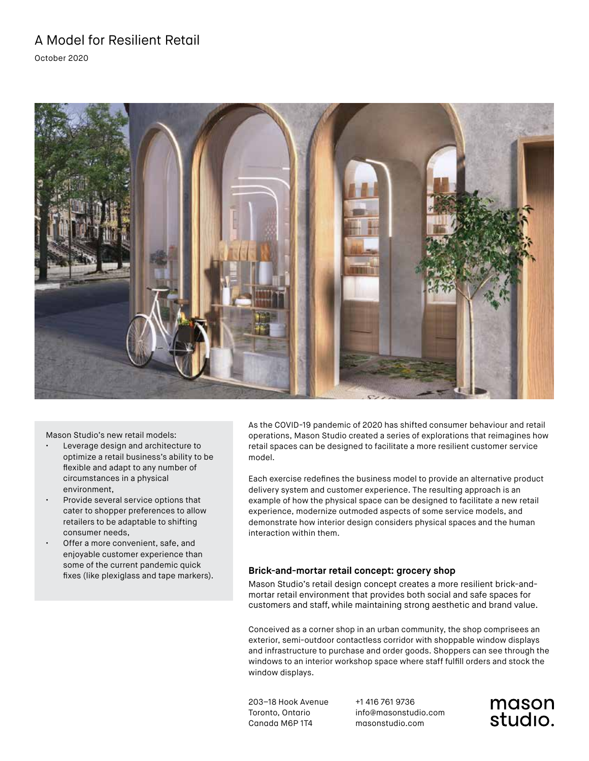# A Model for Resilient Retail

October 2020

Mason Studio's new retail models:

- Leverage design and architecture to optimize a retail business's ability to be flexible and adapt to any number of circumstances in a physical environment,
- Provide several service options that cater to shopper preferences to allow retailers to be adaptable to shifting consumer needs,
- Offer a more convenient, safe, and enjoyable customer experience than some of the current pandemic quick fixes (like plexiglass and tape markers).

As the COVID-19 pandemic of 2020 has shifted consumer behaviour and retail operations, Mason Studio created a series of explorations that reimagines how retail spaces can be designed to facilitate a more resilient customer service model.

Each exercise redefines the business model to provide an alternative product delivery system and customer experience. The resulting approach is an example of how the physical space can be designed to facilitate a new retail experience, modernize outmoded aspects of some service models, and demonstrate how interior design considers physical spaces and the human interaction within them.

### Brick-and-mortar retail concept: grocery shop

Mason Studio's retail design concept creates a more resilient brick-and-mortar retail environment that provides both social and safe spaces for customers and staff, while maintaining strong aesthetic and brand value.

Conceived as a corner shop in an urban community, the shop comprisees an exterior, semi-outdoor contactless corridor with shoppable window displays and infrastructure to purchase and order goods. Shoppers can see through the windows to an interior workshop space where staff fulfill orders and stock the window displays.

203–18 Hook Avenue
Toronto, Ontario
Canada M6P 1T4

+1 416 761 9736
info@masonstudio.com
masonstudio.com

mason studio.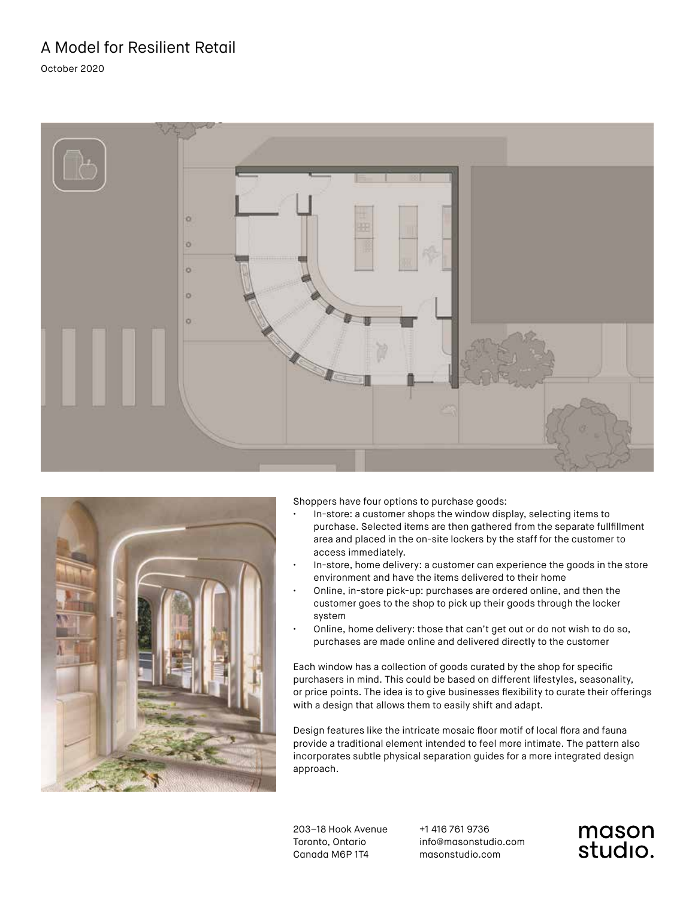# A Model for Resilient Retail

October 2020

Shoppers have four options to purchase goods:

- In-store: a customer shops the window display, selecting items to purchase. Selected items are then gathered from the separate fullfillment area and placed in the on-site lockers by the staff for the customer to access immediately.
- In-store, home delivery: a customer can experience the goods in the store environment and have the items delivered to their home
- Online, in-store pick-up: purchases are ordered online, and then the customer goes to the shop to pick up their goods through the locker system
- Online, home delivery: those that can't get out or do not wish to do so, purchases are made online and delivered directly to the customer

Each window has a collection of goods curated by the shop for specific purchasers in mind. This could be based on different lifestyles, seasonality, or price points. The idea is to give businesses flexibility to curate their offerings with a design that allows them to easily shift and adapt.

Design features like the intricate mosaic floor motif of local flora and fauna provide a traditional element intended to feel more intimate. The pattern also incorporates subtle physical separation guides for a more integrated design approach.

203–18 Hook Avenue
Toronto, Ontario
Canada M6P 1T4

+1 416 761 9736
info@masonstudio.com
masonstudio.com

mason studio.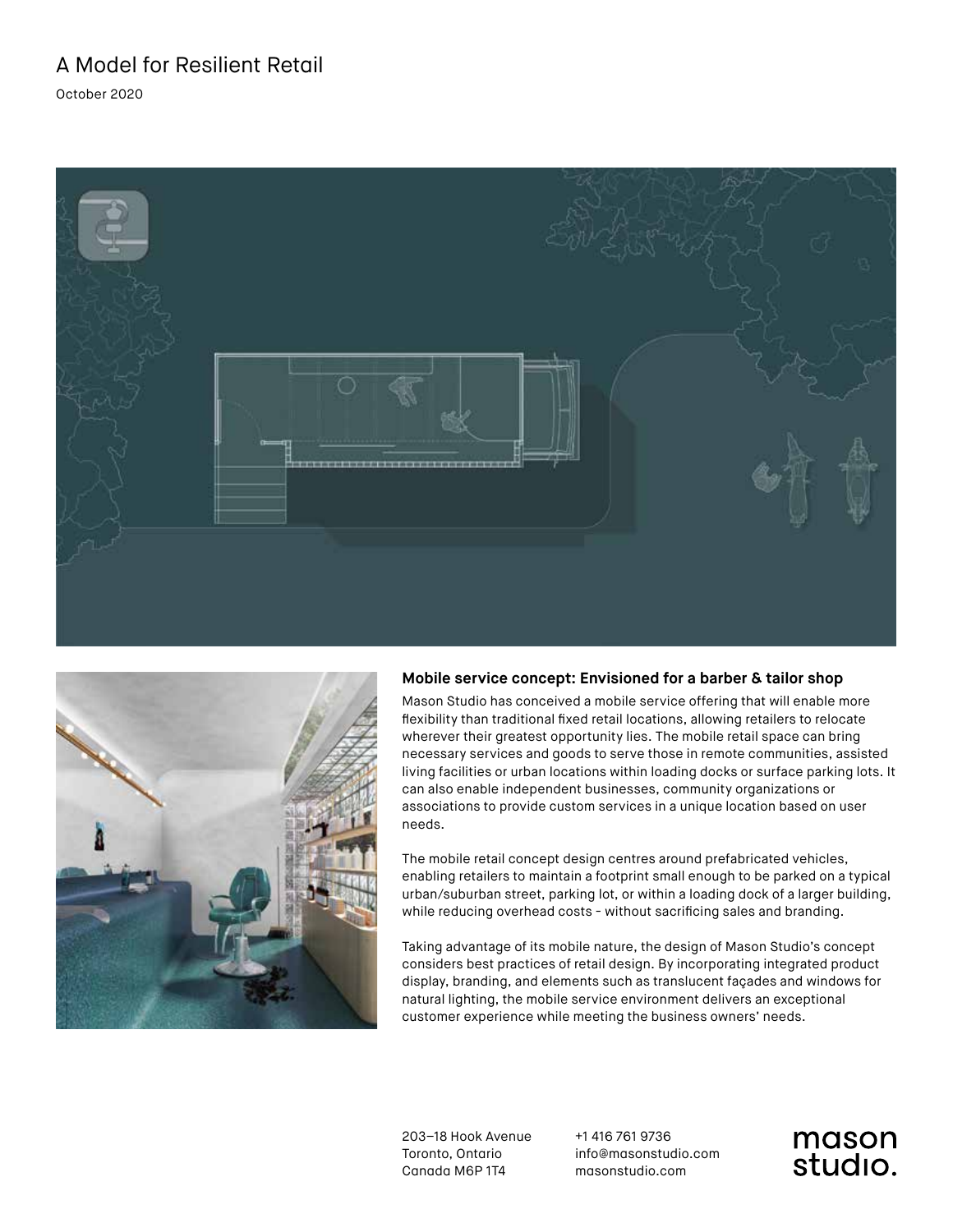# A Model for Resilient Retail

October 2020

## Mobile service concept: Envisioned for a barber & tailor shop

Mason Studio has conceived a mobile service offering that will enable more flexibility than traditional fixed retail locations, allowing retailers to relocate wherever their greatest opportunity lies. The mobile retail space can bring necessary services and goods to serve those in remote communities, assisted living facilities or urban locations within loading docks or surface parking lots. It can also enable independent businesses, community organizations or associations to provide custom services in a unique location based on user needs.

The mobile retail concept design centres around prefabricated vehicles, enabling retailers to maintain a footprint small enough to be parked on a typical urban/suburban street, parking lot, or within a loading dock of a larger building, while reducing overhead costs - without sacrificing sales and branding.

Taking advantage of its mobile nature, the design of Mason Studio's concept considers best practices of retail design. By incorporating integrated product display, branding, and elements such as translucent façades and windows for natural lighting, the mobile service environment delivers an exceptional customer experience while meeting the business owners' needs.

203–18 Hook Avenue
Toronto, Ontario
Canada M6P 1T4

+1 416 761 9736
info@masonstudio.com
masonstudio.com

mason studio.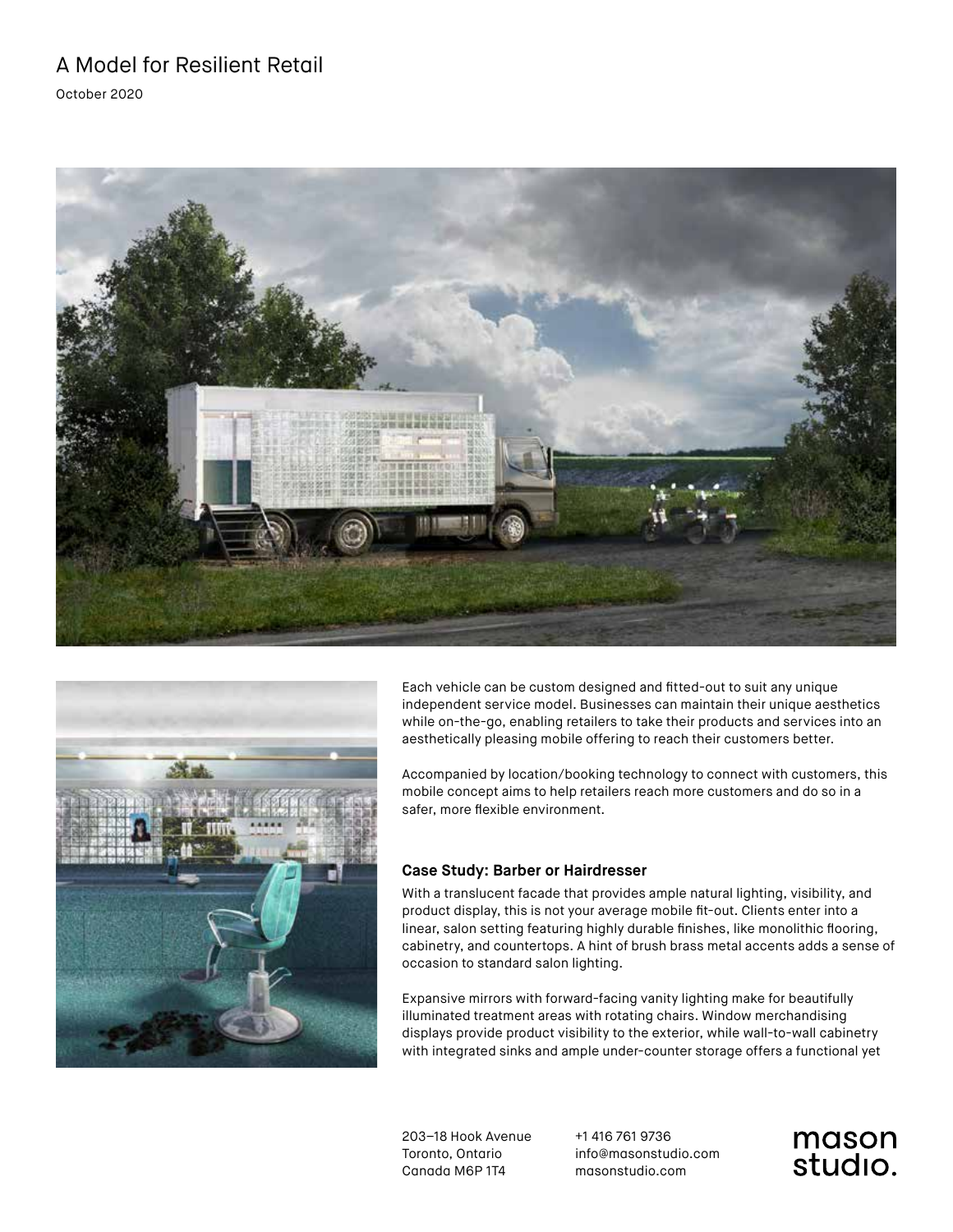Each vehicle can be custom designed and fitted-out to suit any unique independent service model. Businesses can maintain their unique aesthetics while on-the-go, enabling retailers to take their products and services into an aesthetically pleasing mobile offering to reach their customers better.

Accompanied by location/booking technology to connect with customers, this mobile concept aims to help retailers reach more customers and do so in a safer, more flexible environment.

**Case Study: Barber or Hairdresser**

With a translucent facade that provides ample natural lighting, visibility, and product display, this is not your average mobile fit-out. Clients enter into a linear, salon setting featuring highly durable finishes, like monolithic flooring, cabinetry, and countertops. A hint of brush brass metal accents adds a sense of occasion to standard salon lighting.

Expansive mirrors with forward-facing vanity lighting make for beautifully illuminated treatment areas with rotating chairs. Window merchandising displays provide product visibility to the exterior, while wall-to-wall cabinetry with integrated sinks and ample under-counter storage offers a functional yet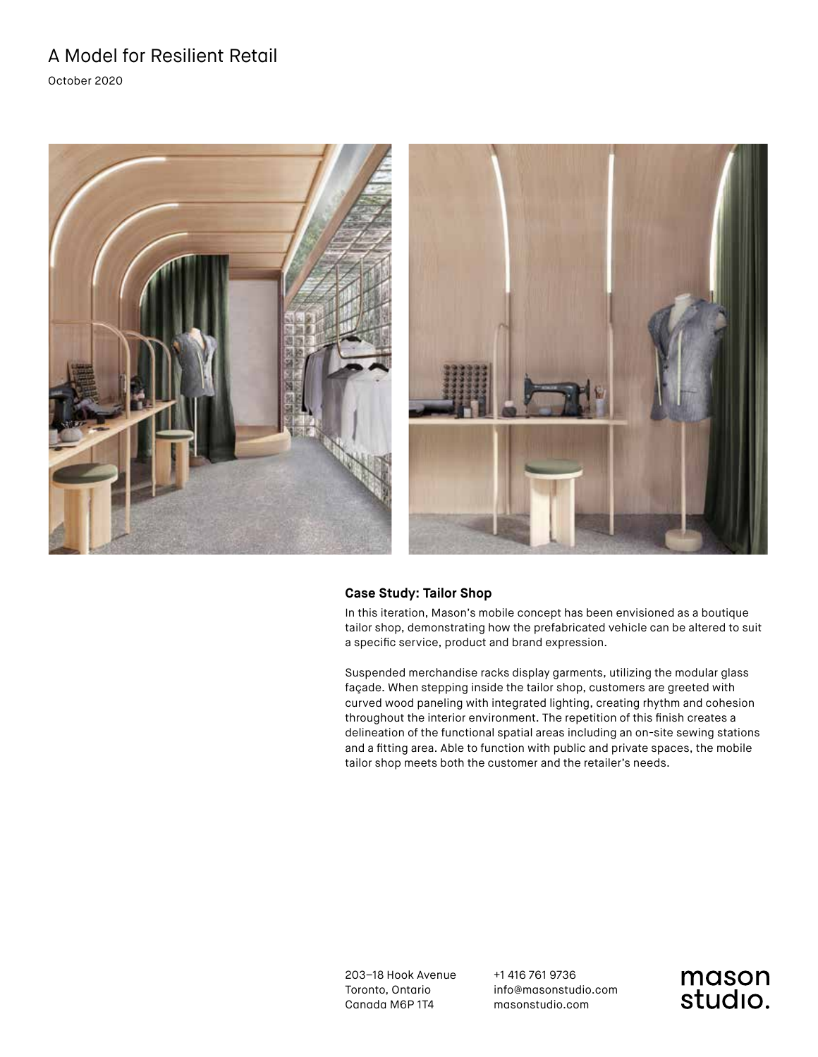# A Model for Resilient Retail

October 2020

### Case Study: Tailor Shop

In this iteration, Mason's mobile concept has been envisioned as a boutique tailor shop, demonstrating how the prefabricated vehicle can be altered to suit a specific service, product and brand expression.

Suspended merchandise racks display garments, utilizing the modular glass façade. When stepping inside the tailor shop, customers are greeted with curved wood paneling with integrated lighting, creating rhythm and cohesion throughout the interior environment. The repetition of this finish creates a delineation of the functional spatial areas including an on-site sewing stations and a fitting area. Able to function with public and private spaces, the mobile tailor shop meets both the customer and the retailer's needs.

203–18 Hook Avenue
Toronto, Ontario
Canada M6P 1T4

+1 416 761 9736
info@masonstudio.com
masonstudio.com

mason studio.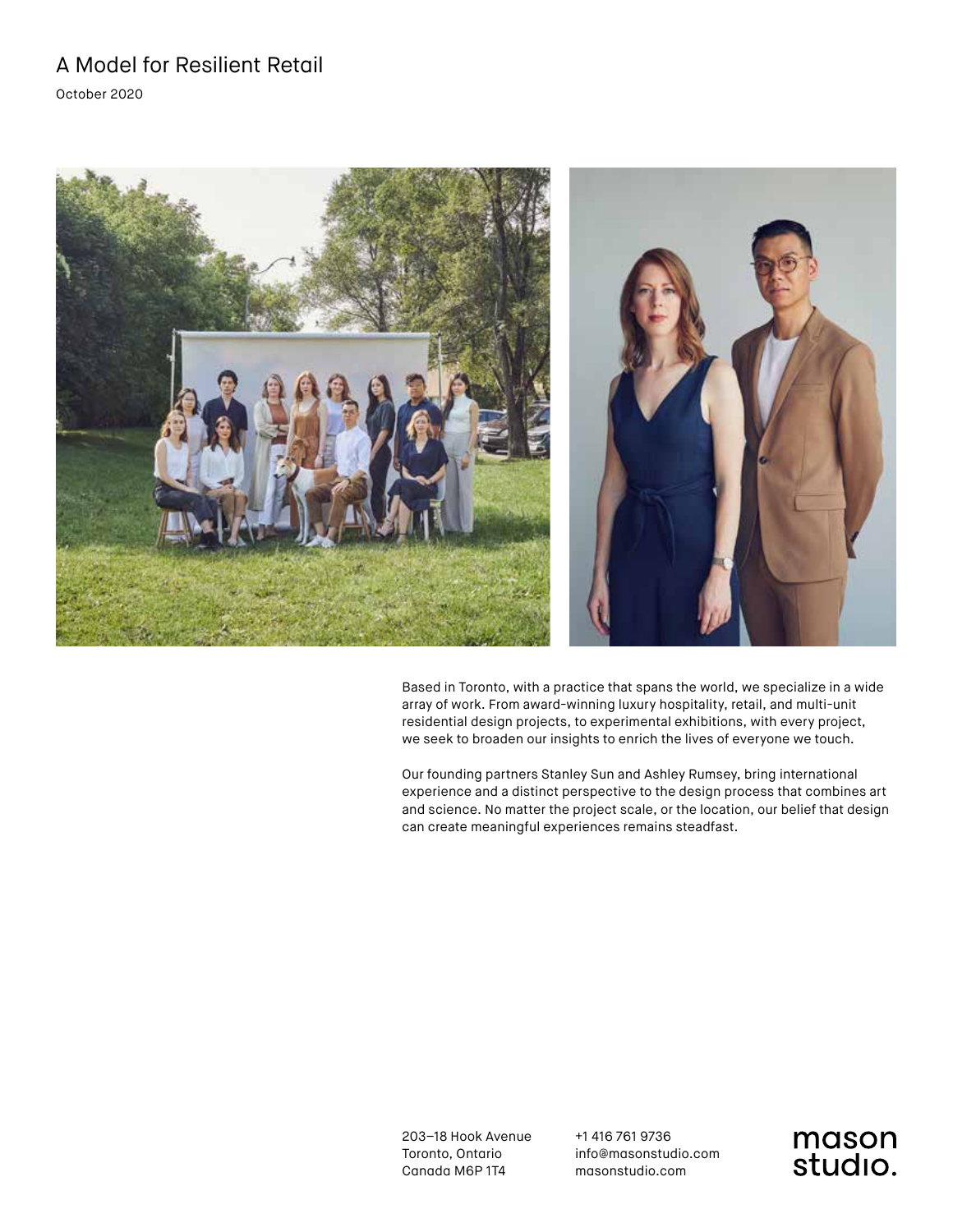# A Model for Resilient Retail

October 2020

Based in Toronto, with a practice that spans the world, we specialize in a wide array of work. From award-winning luxury hospitality, retail, and multi-unit residential design projects, to experimental exhibitions, with every project, we seek to broaden our insights to enrich the lives of everyone we touch.

Our founding partners Stanley Sun and Ashley Rumsey, bring international experience and a distinct perspective to the design process that combines art and science. No matter the project scale, or the location, our belief that design can create meaningful experiences remains steadfast.

203–18 Hook Avenue
Toronto, Ontario
Canada M6P 1T4

+1 416 761 9736
info@masonstudio.com
masonstudio.com

mason
studio.